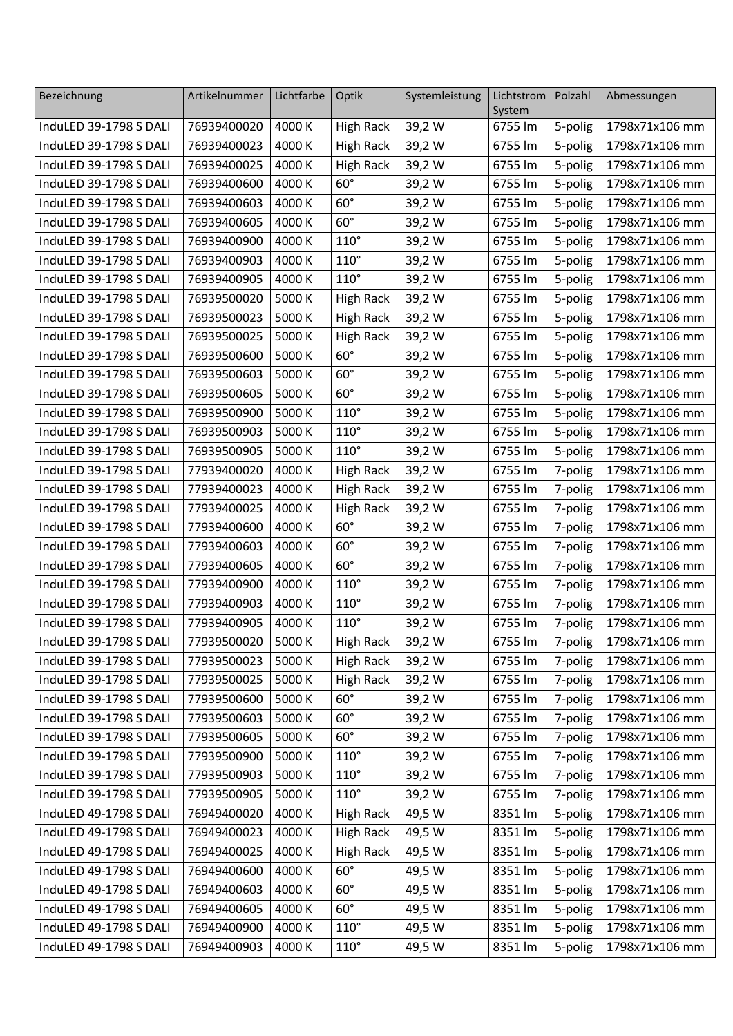| Bezeichnung | Artikelnummer | Lichtfarbe | Optik | Systemleistung | Lichtstrom System | Polzahl | Abmessungen |
|---|---|---|---|---|---|---|---|
| InduLED 39-1798 S DALI | 76939400020 | 4000 K | High Rack | 39,2 W | 6755 lm | 5-polig | 1798x71x106 mm |
| InduLED 39-1798 S DALI | 76939400023 | 4000 K | High Rack | 39,2 W | 6755 lm | 5-polig | 1798x71x106 mm |
| InduLED 39-1798 S DALI | 76939400025 | 4000 K | High Rack | 39,2 W | 6755 lm | 5-polig | 1798x71x106 mm |
| InduLED 39-1798 S DALI | 76939400600 | 4000 K | 60° | 39,2 W | 6755 lm | 5-polig | 1798x71x106 mm |
| InduLED 39-1798 S DALI | 76939400603 | 4000 K | 60° | 39,2 W | 6755 lm | 5-polig | 1798x71x106 mm |
| InduLED 39-1798 S DALI | 76939400605 | 4000 K | 60° | 39,2 W | 6755 lm | 5-polig | 1798x71x106 mm |
| InduLED 39-1798 S DALI | 76939400900 | 4000 K | 110° | 39,2 W | 6755 lm | 5-polig | 1798x71x106 mm |
| InduLED 39-1798 S DALI | 76939400903 | 4000 K | 110° | 39,2 W | 6755 lm | 5-polig | 1798x71x106 mm |
| InduLED 39-1798 S DALI | 76939400905 | 4000 K | 110° | 39,2 W | 6755 lm | 5-polig | 1798x71x106 mm |
| InduLED 39-1798 S DALI | 76939500020 | 5000 K | High Rack | 39,2 W | 6755 lm | 5-polig | 1798x71x106 mm |
| InduLED 39-1798 S DALI | 76939500023 | 5000 K | High Rack | 39,2 W | 6755 lm | 5-polig | 1798x71x106 mm |
| InduLED 39-1798 S DALI | 76939500025 | 5000 K | High Rack | 39,2 W | 6755 lm | 5-polig | 1798x71x106 mm |
| InduLED 39-1798 S DALI | 76939500600 | 5000 K | 60° | 39,2 W | 6755 lm | 5-polig | 1798x71x106 mm |
| InduLED 39-1798 S DALI | 76939500603 | 5000 K | 60° | 39,2 W | 6755 lm | 5-polig | 1798x71x106 mm |
| InduLED 39-1798 S DALI | 76939500605 | 5000 K | 60° | 39,2 W | 6755 lm | 5-polig | 1798x71x106 mm |
| InduLED 39-1798 S DALI | 76939500900 | 5000 K | 110° | 39,2 W | 6755 lm | 5-polig | 1798x71x106 mm |
| InduLED 39-1798 S DALI | 76939500903 | 5000 K | 110° | 39,2 W | 6755 lm | 5-polig | 1798x71x106 mm |
| InduLED 39-1798 S DALI | 76939500905 | 5000 K | 110° | 39,2 W | 6755 lm | 5-polig | 1798x71x106 mm |
| InduLED 39-1798 S DALI | 77939400020 | 4000 K | High Rack | 39,2 W | 6755 lm | 7-polig | 1798x71x106 mm |
| InduLED 39-1798 S DALI | 77939400023 | 4000 K | High Rack | 39,2 W | 6755 lm | 7-polig | 1798x71x106 mm |
| InduLED 39-1798 S DALI | 77939400025 | 4000 K | High Rack | 39,2 W | 6755 lm | 7-polig | 1798x71x106 mm |
| InduLED 39-1798 S DALI | 77939400600 | 4000 K | 60° | 39,2 W | 6755 lm | 7-polig | 1798x71x106 mm |
| InduLED 39-1798 S DALI | 77939400603 | 4000 K | 60° | 39,2 W | 6755 lm | 7-polig | 1798x71x106 mm |
| InduLED 39-1798 S DALI | 77939400605 | 4000 K | 60° | 39,2 W | 6755 lm | 7-polig | 1798x71x106 mm |
| InduLED 39-1798 S DALI | 77939400900 | 4000 K | 110° | 39,2 W | 6755 lm | 7-polig | 1798x71x106 mm |
| InduLED 39-1798 S DALI | 77939400903 | 4000 K | 110° | 39,2 W | 6755 lm | 7-polig | 1798x71x106 mm |
| InduLED 39-1798 S DALI | 77939400905 | 4000 K | 110° | 39,2 W | 6755 lm | 7-polig | 1798x71x106 mm |
| InduLED 39-1798 S DALI | 77939500020 | 5000 K | High Rack | 39,2 W | 6755 lm | 7-polig | 1798x71x106 mm |
| InduLED 39-1798 S DALI | 77939500023 | 5000 K | High Rack | 39,2 W | 6755 lm | 7-polig | 1798x71x106 mm |
| InduLED 39-1798 S DALI | 77939500025 | 5000 K | High Rack | 39,2 W | 6755 lm | 7-polig | 1798x71x106 mm |
| InduLED 39-1798 S DALI | 77939500600 | 5000 K | 60° | 39,2 W | 6755 lm | 7-polig | 1798x71x106 mm |
| InduLED 39-1798 S DALI | 77939500603 | 5000 K | 60° | 39,2 W | 6755 lm | 7-polig | 1798x71x106 mm |
| InduLED 39-1798 S DALI | 77939500605 | 5000 K | 60° | 39,2 W | 6755 lm | 7-polig | 1798x71x106 mm |
| InduLED 39-1798 S DALI | 77939500900 | 5000 K | 110° | 39,2 W | 6755 lm | 7-polig | 1798x71x106 mm |
| InduLED 39-1798 S DALI | 77939500903 | 5000 K | 110° | 39,2 W | 6755 lm | 7-polig | 1798x71x106 mm |
| InduLED 39-1798 S DALI | 77939500905 | 5000 K | 110° | 39,2 W | 6755 lm | 7-polig | 1798x71x106 mm |
| InduLED 49-1798 S DALI | 76949400020 | 4000 K | High Rack | 49,5 W | 8351 lm | 5-polig | 1798x71x106 mm |
| InduLED 49-1798 S DALI | 76949400023 | 4000 K | High Rack | 49,5 W | 8351 lm | 5-polig | 1798x71x106 mm |
| InduLED 49-1798 S DALI | 76949400025 | 4000 K | High Rack | 49,5 W | 8351 lm | 5-polig | 1798x71x106 mm |
| InduLED 49-1798 S DALI | 76949400600 | 4000 K | 60° | 49,5 W | 8351 lm | 5-polig | 1798x71x106 mm |
| InduLED 49-1798 S DALI | 76949400603 | 4000 K | 60° | 49,5 W | 8351 lm | 5-polig | 1798x71x106 mm |
| InduLED 49-1798 S DALI | 76949400605 | 4000 K | 60° | 49,5 W | 8351 lm | 5-polig | 1798x71x106 mm |
| InduLED 49-1798 S DALI | 76949400900 | 4000 K | 110° | 49,5 W | 8351 lm | 5-polig | 1798x71x106 mm |
| InduLED 49-1798 S DALI | 76949400903 | 4000 K | 110° | 49,5 W | 8351 lm | 5-polig | 1798x71x106 mm |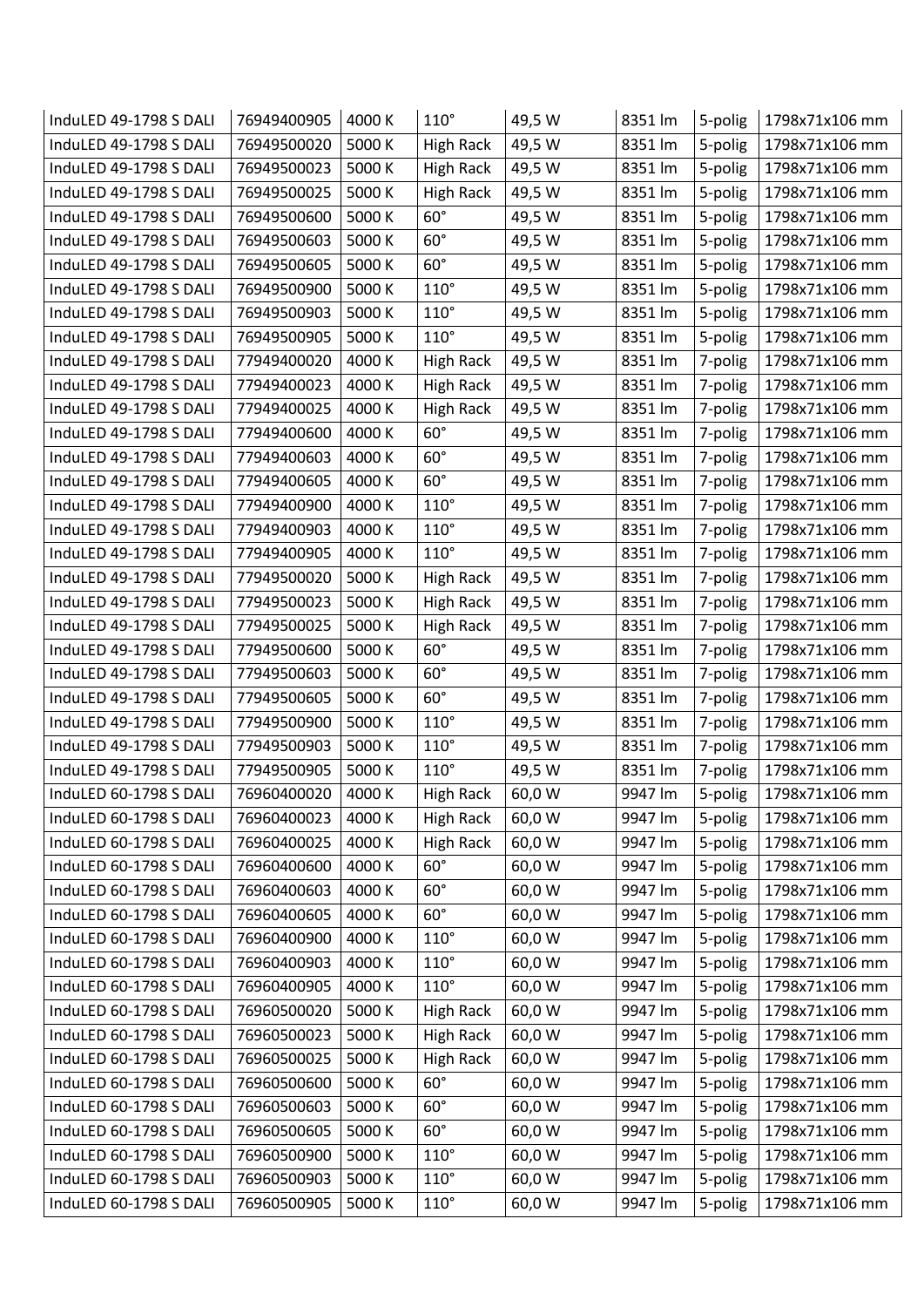| InduLED 49-1798 S DALI | 76949400905 | 4000 K | 110° | 49,5 W | 8351 lm | 5-polig | 1798x71x106 mm |
|---|---|---|---|---|---|---|---|
| InduLED 49-1798 S DALI | 76949500020 | 5000 K | High Rack | 49,5 W | 8351 lm | 5-polig | 1798x71x106 mm |
| InduLED 49-1798 S DALI | 76949500023 | 5000 K | High Rack | 49,5 W | 8351 lm | 5-polig | 1798x71x106 mm |
| InduLED 49-1798 S DALI | 76949500025 | 5000 K | High Rack | 49,5 W | 8351 lm | 5-polig | 1798x71x106 mm |
| InduLED 49-1798 S DALI | 76949500600 | 5000 K | 60° | 49,5 W | 8351 lm | 5-polig | 1798x71x106 mm |
| InduLED 49-1798 S DALI | 76949500603 | 5000 K | 60° | 49,5 W | 8351 lm | 5-polig | 1798x71x106 mm |
| InduLED 49-1798 S DALI | 76949500605 | 5000 K | 60° | 49,5 W | 8351 lm | 5-polig | 1798x71x106 mm |
| InduLED 49-1798 S DALI | 76949500900 | 5000 K | 110° | 49,5 W | 8351 lm | 5-polig | 1798x71x106 mm |
| InduLED 49-1798 S DALI | 76949500903 | 5000 K | 110° | 49,5 W | 8351 lm | 5-polig | 1798x71x106 mm |
| InduLED 49-1798 S DALI | 76949500905 | 5000 K | 110° | 49,5 W | 8351 lm | 5-polig | 1798x71x106 mm |
| InduLED 49-1798 S DALI | 77949400020 | 4000 K | High Rack | 49,5 W | 8351 lm | 7-polig | 1798x71x106 mm |
| InduLED 49-1798 S DALI | 77949400023 | 4000 K | High Rack | 49,5 W | 8351 lm | 7-polig | 1798x71x106 mm |
| InduLED 49-1798 S DALI | 77949400025 | 4000 K | High Rack | 49,5 W | 8351 lm | 7-polig | 1798x71x106 mm |
| InduLED 49-1798 S DALI | 77949400600 | 4000 K | 60° | 49,5 W | 8351 lm | 7-polig | 1798x71x106 mm |
| InduLED 49-1798 S DALI | 77949400603 | 4000 K | 60° | 49,5 W | 8351 lm | 7-polig | 1798x71x106 mm |
| InduLED 49-1798 S DALI | 77949400605 | 4000 K | 60° | 49,5 W | 8351 lm | 7-polig | 1798x71x106 mm |
| InduLED 49-1798 S DALI | 77949400900 | 4000 K | 110° | 49,5 W | 8351 lm | 7-polig | 1798x71x106 mm |
| InduLED 49-1798 S DALI | 77949400903 | 4000 K | 110° | 49,5 W | 8351 lm | 7-polig | 1798x71x106 mm |
| InduLED 49-1798 S DALI | 77949400905 | 4000 K | 110° | 49,5 W | 8351 lm | 7-polig | 1798x71x106 mm |
| InduLED 49-1798 S DALI | 77949500020 | 5000 K | High Rack | 49,5 W | 8351 lm | 7-polig | 1798x71x106 mm |
| InduLED 49-1798 S DALI | 77949500023 | 5000 K | High Rack | 49,5 W | 8351 lm | 7-polig | 1798x71x106 mm |
| InduLED 49-1798 S DALI | 77949500025 | 5000 K | High Rack | 49,5 W | 8351 lm | 7-polig | 1798x71x106 mm |
| InduLED 49-1798 S DALI | 77949500600 | 5000 K | 60° | 49,5 W | 8351 lm | 7-polig | 1798x71x106 mm |
| InduLED 49-1798 S DALI | 77949500603 | 5000 K | 60° | 49,5 W | 8351 lm | 7-polig | 1798x71x106 mm |
| InduLED 49-1798 S DALI | 77949500605 | 5000 K | 60° | 49,5 W | 8351 lm | 7-polig | 1798x71x106 mm |
| InduLED 49-1798 S DALI | 77949500900 | 5000 K | 110° | 49,5 W | 8351 lm | 7-polig | 1798x71x106 mm |
| InduLED 49-1798 S DALI | 77949500903 | 5000 K | 110° | 49,5 W | 8351 lm | 7-polig | 1798x71x106 mm |
| InduLED 49-1798 S DALI | 77949500905 | 5000 K | 110° | 49,5 W | 8351 lm | 7-polig | 1798x71x106 mm |
| InduLED 60-1798 S DALI | 76960400020 | 4000 K | High Rack | 60,0 W | 9947 lm | 5-polig | 1798x71x106 mm |
| InduLED 60-1798 S DALI | 76960400023 | 4000 K | High Rack | 60,0 W | 9947 lm | 5-polig | 1798x71x106 mm |
| InduLED 60-1798 S DALI | 76960400025 | 4000 K | High Rack | 60,0 W | 9947 lm | 5-polig | 1798x71x106 mm |
| InduLED 60-1798 S DALI | 76960400600 | 4000 K | 60° | 60,0 W | 9947 lm | 5-polig | 1798x71x106 mm |
| InduLED 60-1798 S DALI | 76960400603 | 4000 K | 60° | 60,0 W | 9947 lm | 5-polig | 1798x71x106 mm |
| InduLED 60-1798 S DALI | 76960400605 | 4000 K | 60° | 60,0 W | 9947 lm | 5-polig | 1798x71x106 mm |
| InduLED 60-1798 S DALI | 76960400900 | 4000 K | 110° | 60,0 W | 9947 lm | 5-polig | 1798x71x106 mm |
| InduLED 60-1798 S DALI | 76960400903 | 4000 K | 110° | 60,0 W | 9947 lm | 5-polig | 1798x71x106 mm |
| InduLED 60-1798 S DALI | 76960400905 | 4000 K | 110° | 60,0 W | 9947 lm | 5-polig | 1798x71x106 mm |
| InduLED 60-1798 S DALI | 76960500020 | 5000 K | High Rack | 60,0 W | 9947 lm | 5-polig | 1798x71x106 mm |
| InduLED 60-1798 S DALI | 76960500023 | 5000 K | High Rack | 60,0 W | 9947 lm | 5-polig | 1798x71x106 mm |
| InduLED 60-1798 S DALI | 76960500025 | 5000 K | High Rack | 60,0 W | 9947 lm | 5-polig | 1798x71x106 mm |
| InduLED 60-1798 S DALI | 76960500600 | 5000 K | 60° | 60,0 W | 9947 lm | 5-polig | 1798x71x106 mm |
| InduLED 60-1798 S DALI | 76960500603 | 5000 K | 60° | 60,0 W | 9947 lm | 5-polig | 1798x71x106 mm |
| InduLED 60-1798 S DALI | 76960500605 | 5000 K | 60° | 60,0 W | 9947 lm | 5-polig | 1798x71x106 mm |
| InduLED 60-1798 S DALI | 76960500900 | 5000 K | 110° | 60,0 W | 9947 lm | 5-polig | 1798x71x106 mm |
| InduLED 60-1798 S DALI | 76960500903 | 5000 K | 110° | 60,0 W | 9947 lm | 5-polig | 1798x71x106 mm |
| InduLED 60-1798 S DALI | 76960500905 | 5000 K | 110° | 60,0 W | 9947 lm | 5-polig | 1798x71x106 mm |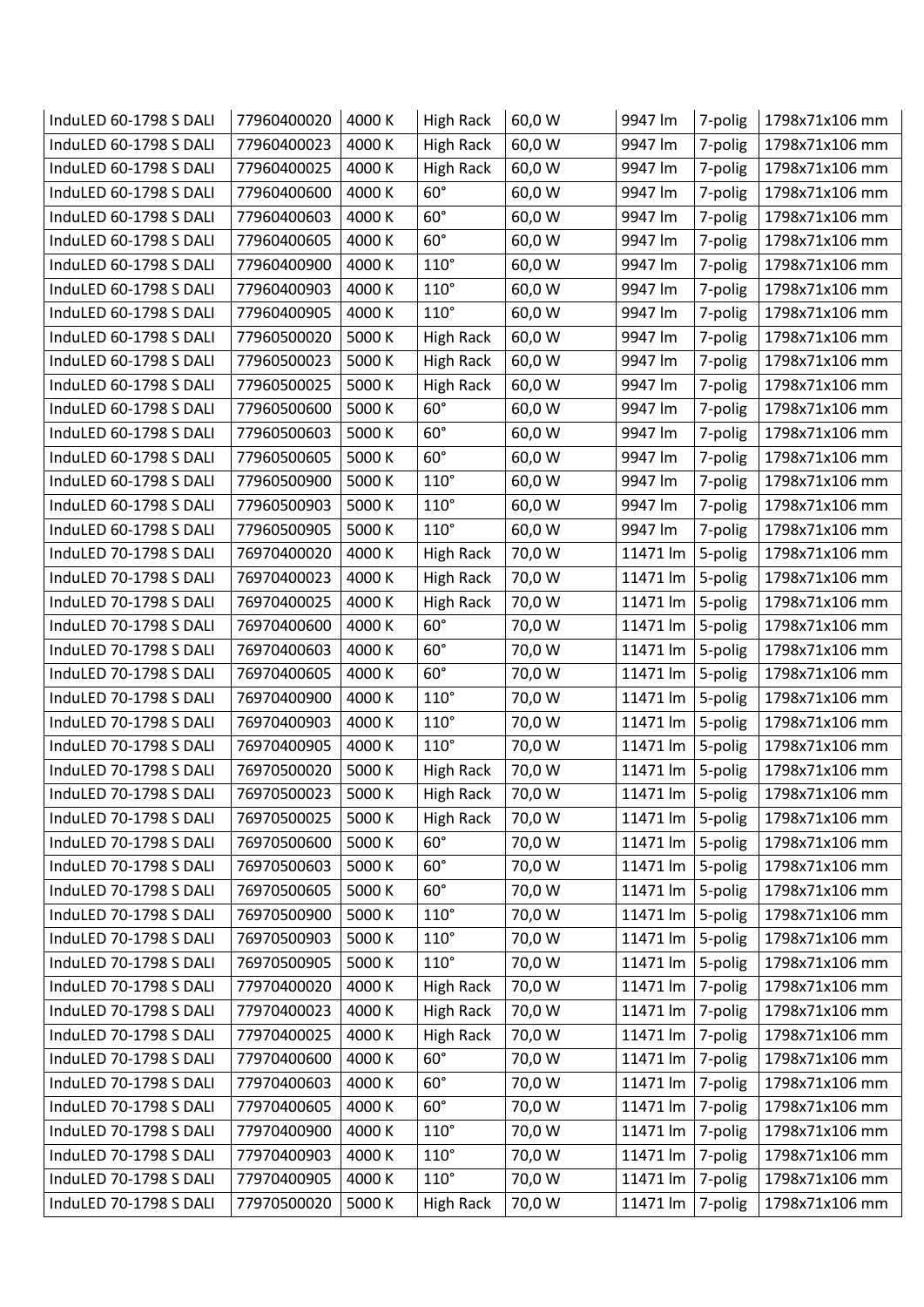| | | | | | | | |
|---|---|---|---|---|---|---|---|
| InduLED 60-1798 S DALI | 77960400020 | 4000 K | High Rack | 60,0 W | 9947 lm | 7-polig | 1798x71x106 mm |
| InduLED 60-1798 S DALI | 77960400023 | 4000 K | High Rack | 60,0 W | 9947 lm | 7-polig | 1798x71x106 mm |
| InduLED 60-1798 S DALI | 77960400025 | 4000 K | High Rack | 60,0 W | 9947 lm | 7-polig | 1798x71x106 mm |
| InduLED 60-1798 S DALI | 77960400600 | 4000 K | 60° | 60,0 W | 9947 lm | 7-polig | 1798x71x106 mm |
| InduLED 60-1798 S DALI | 77960400603 | 4000 K | 60° | 60,0 W | 9947 lm | 7-polig | 1798x71x106 mm |
| InduLED 60-1798 S DALI | 77960400605 | 4000 K | 60° | 60,0 W | 9947 lm | 7-polig | 1798x71x106 mm |
| InduLED 60-1798 S DALI | 77960400900 | 4000 K | 110° | 60,0 W | 9947 lm | 7-polig | 1798x71x106 mm |
| InduLED 60-1798 S DALI | 77960400903 | 4000 K | 110° | 60,0 W | 9947 lm | 7-polig | 1798x71x106 mm |
| InduLED 60-1798 S DALI | 77960400905 | 4000 K | 110° | 60,0 W | 9947 lm | 7-polig | 1798x71x106 mm |
| InduLED 60-1798 S DALI | 77960500020 | 5000 K | High Rack | 60,0 W | 9947 lm | 7-polig | 1798x71x106 mm |
| InduLED 60-1798 S DALI | 77960500023 | 5000 K | High Rack | 60,0 W | 9947 lm | 7-polig | 1798x71x106 mm |
| InduLED 60-1798 S DALI | 77960500025 | 5000 K | High Rack | 60,0 W | 9947 lm | 7-polig | 1798x71x106 mm |
| InduLED 60-1798 S DALI | 77960500600 | 5000 K | 60° | 60,0 W | 9947 lm | 7-polig | 1798x71x106 mm |
| InduLED 60-1798 S DALI | 77960500603 | 5000 K | 60° | 60,0 W | 9947 lm | 7-polig | 1798x71x106 mm |
| InduLED 60-1798 S DALI | 77960500605 | 5000 K | 60° | 60,0 W | 9947 lm | 7-polig | 1798x71x106 mm |
| InduLED 60-1798 S DALI | 77960500900 | 5000 K | 110° | 60,0 W | 9947 lm | 7-polig | 1798x71x106 mm |
| InduLED 60-1798 S DALI | 77960500903 | 5000 K | 110° | 60,0 W | 9947 lm | 7-polig | 1798x71x106 mm |
| InduLED 60-1798 S DALI | 77960500905 | 5000 K | 110° | 60,0 W | 9947 lm | 7-polig | 1798x71x106 mm |
| InduLED 70-1798 S DALI | 76970400020 | 4000 K | High Rack | 70,0 W | 11471 lm | 5-polig | 1798x71x106 mm |
| InduLED 70-1798 S DALI | 76970400023 | 4000 K | High Rack | 70,0 W | 11471 lm | 5-polig | 1798x71x106 mm |
| InduLED 70-1798 S DALI | 76970400025 | 4000 K | High Rack | 70,0 W | 11471 lm | 5-polig | 1798x71x106 mm |
| InduLED 70-1798 S DALI | 76970400600 | 4000 K | 60° | 70,0 W | 11471 lm | 5-polig | 1798x71x106 mm |
| InduLED 70-1798 S DALI | 76970400603 | 4000 K | 60° | 70,0 W | 11471 lm | 5-polig | 1798x71x106 mm |
| InduLED 70-1798 S DALI | 76970400605 | 4000 K | 60° | 70,0 W | 11471 lm | 5-polig | 1798x71x106 mm |
| InduLED 70-1798 S DALI | 76970400900 | 4000 K | 110° | 70,0 W | 11471 lm | 5-polig | 1798x71x106 mm |
| InduLED 70-1798 S DALI | 76970400903 | 4000 K | 110° | 70,0 W | 11471 lm | 5-polig | 1798x71x106 mm |
| InduLED 70-1798 S DALI | 76970400905 | 4000 K | 110° | 70,0 W | 11471 lm | 5-polig | 1798x71x106 mm |
| InduLED 70-1798 S DALI | 76970500020 | 5000 K | High Rack | 70,0 W | 11471 lm | 5-polig | 1798x71x106 mm |
| InduLED 70-1798 S DALI | 76970500023 | 5000 K | High Rack | 70,0 W | 11471 lm | 5-polig | 1798x71x106 mm |
| InduLED 70-1798 S DALI | 76970500025 | 5000 K | High Rack | 70,0 W | 11471 lm | 5-polig | 1798x71x106 mm |
| InduLED 70-1798 S DALI | 76970500600 | 5000 K | 60° | 70,0 W | 11471 lm | 5-polig | 1798x71x106 mm |
| InduLED 70-1798 S DALI | 76970500603 | 5000 K | 60° | 70,0 W | 11471 lm | 5-polig | 1798x71x106 mm |
| InduLED 70-1798 S DALI | 76970500605 | 5000 K | 60° | 70,0 W | 11471 lm | 5-polig | 1798x71x106 mm |
| InduLED 70-1798 S DALI | 76970500900 | 5000 K | 110° | 70,0 W | 11471 lm | 5-polig | 1798x71x106 mm |
| InduLED 70-1798 S DALI | 76970500903 | 5000 K | 110° | 70,0 W | 11471 lm | 5-polig | 1798x71x106 mm |
| InduLED 70-1798 S DALI | 76970500905 | 5000 K | 110° | 70,0 W | 11471 lm | 5-polig | 1798x71x106 mm |
| InduLED 70-1798 S DALI | 77970400020 | 4000 K | High Rack | 70,0 W | 11471 lm | 7-polig | 1798x71x106 mm |
| InduLED 70-1798 S DALI | 77970400023 | 4000 K | High Rack | 70,0 W | 11471 lm | 7-polig | 1798x71x106 mm |
| InduLED 70-1798 S DALI | 77970400025 | 4000 K | High Rack | 70,0 W | 11471 lm | 7-polig | 1798x71x106 mm |
| InduLED 70-1798 S DALI | 77970400600 | 4000 K | 60° | 70,0 W | 11471 lm | 7-polig | 1798x71x106 mm |
| InduLED 70-1798 S DALI | 77970400603 | 4000 K | 60° | 70,0 W | 11471 lm | 7-polig | 1798x71x106 mm |
| InduLED 70-1798 S DALI | 77970400605 | 4000 K | 60° | 70,0 W | 11471 lm | 7-polig | 1798x71x106 mm |
| InduLED 70-1798 S DALI | 77970400900 | 4000 K | 110° | 70,0 W | 11471 lm | 7-polig | 1798x71x106 mm |
| InduLED 70-1798 S DALI | 77970400903 | 4000 K | 110° | 70,0 W | 11471 lm | 7-polig | 1798x71x106 mm |
| InduLED 70-1798 S DALI | 77970400905 | 4000 K | 110° | 70,0 W | 11471 lm | 7-polig | 1798x71x106 mm |
| InduLED 70-1798 S DALI | 77970500020 | 5000 K | High Rack | 70,0 W | 11471 lm | 7-polig | 1798x71x106 mm |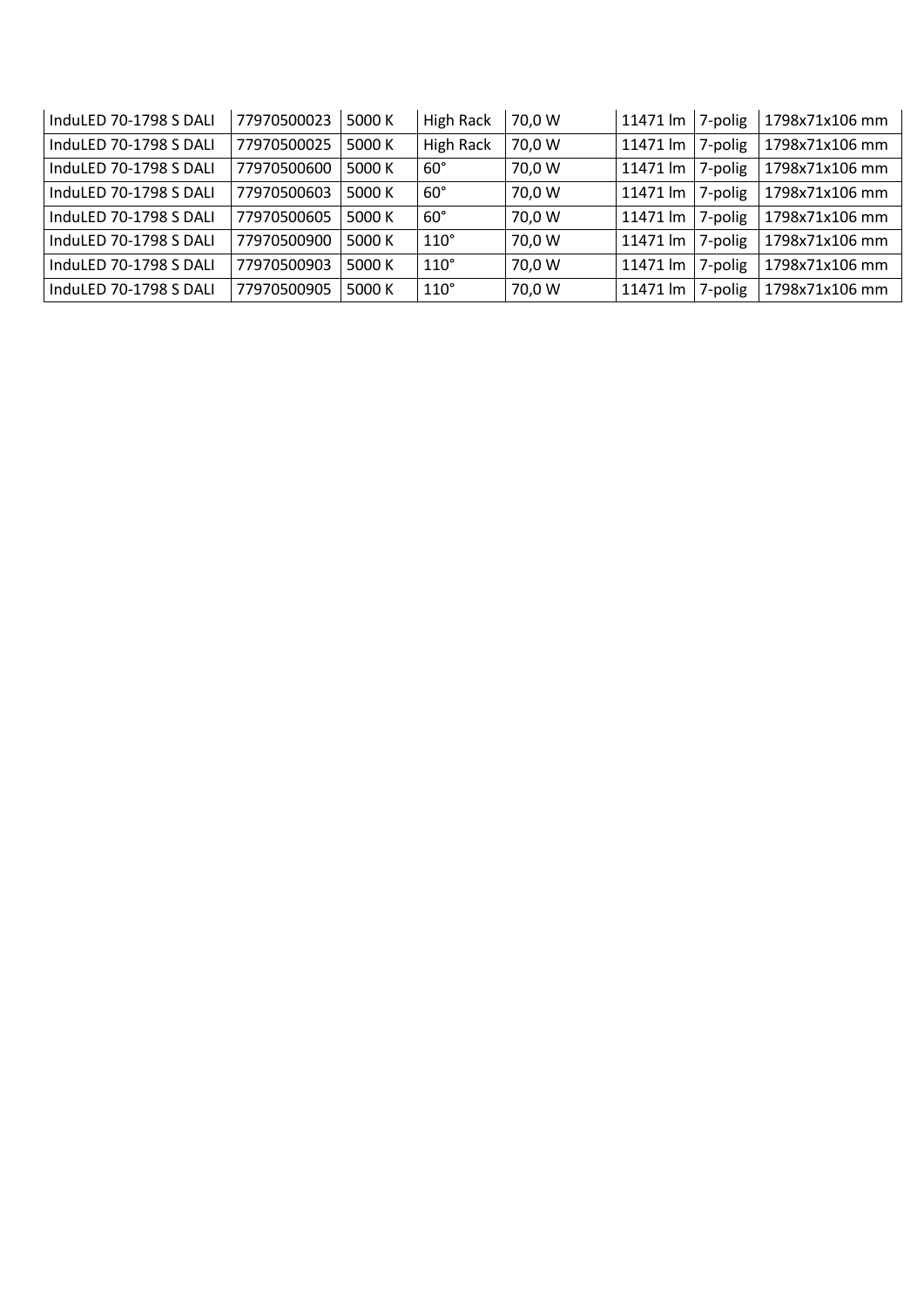| | | | | | | | |
|---|---|---|---|---|---|---|---|
| InduLED 70-1798 S DALI | 77970500023 | 5000 K | High Rack | 70,0 W | 11471 lm | 7-polig | 1798x71x106 mm |
| InduLED 70-1798 S DALI | 77970500025 | 5000 K | High Rack | 70,0 W | 11471 lm | 7-polig | 1798x71x106 mm |
| InduLED 70-1798 S DALI | 77970500600 | 5000 K | 60° | 70,0 W | 11471 lm | 7-polig | 1798x71x106 mm |
| InduLED 70-1798 S DALI | 77970500603 | 5000 K | 60° | 70,0 W | 11471 lm | 7-polig | 1798x71x106 mm |
| InduLED 70-1798 S DALI | 77970500605 | 5000 K | 60° | 70,0 W | 11471 lm | 7-polig | 1798x71x106 mm |
| InduLED 70-1798 S DALI | 77970500900 | 5000 K | 110° | 70,0 W | 11471 lm | 7-polig | 1798x71x106 mm |
| InduLED 70-1798 S DALI | 77970500903 | 5000 K | 110° | 70,0 W | 11471 lm | 7-polig | 1798x71x106 mm |
| InduLED 70-1798 S DALI | 77970500905 | 5000 K | 110° | 70,0 W | 11471 lm | 7-polig | 1798x71x106 mm |